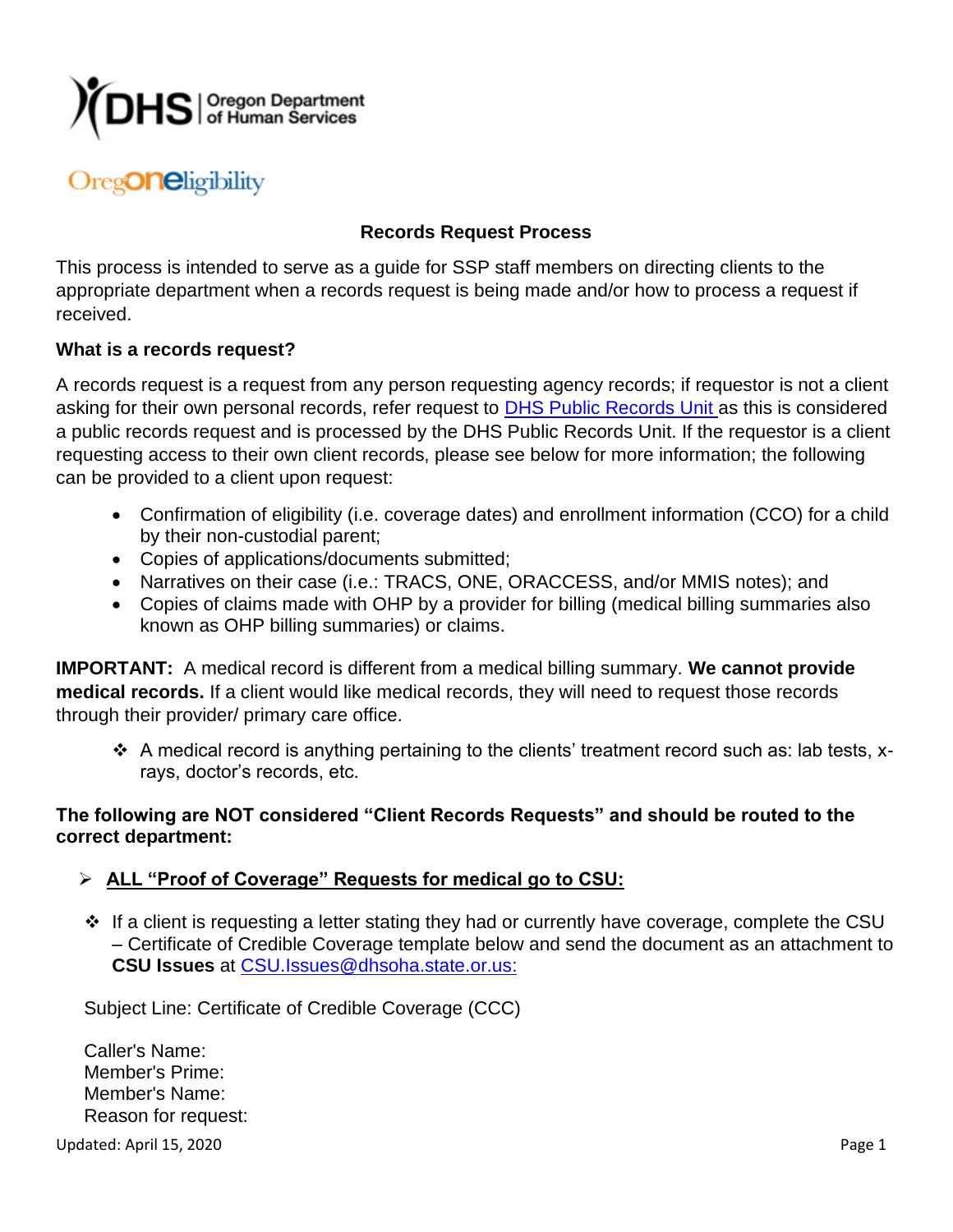DHS | Oregon Department of Human Services

OregONEligibility

# Records Request Process

This process is intended to serve as a guide for SSP staff members on directing clients to the appropriate department when a records request is being made and/or how to process a request if received.

**What is a records request?**

A records request is a request from any person requesting agency records; if requestor is not a client asking for their own personal records, refer request to [DHS Public Records Unit](#) as this is considered a public records request and is processed by the DHS Public Records Unit. If the requestor is a client requesting access to their own client records, please see below for more information; the following can be provided to a client upon request:

- Confirmation of eligibility (i.e. coverage dates) and enrollment information (CCO) for a child by their non-custodial parent;
- Copies of applications/documents submitted;
- Narratives on their case (i.e.: TRACS, ONE, ORACCESS, and/or MMIS notes); and
- Copies of claims made with OHP by a provider for billing (medical billing summaries also known as OHP billing summaries) or claims.

**IMPORTANT:** A medical record is different from a medical billing summary. **We cannot provide medical records.** If a client would like medical records, they will need to request those records through their provider/ primary care office.

- ❖ A medical record is anything pertaining to the clients' treatment record such as: lab tests, x-rays, doctor's records, etc.

**The following are NOT considered "Client Records Requests" and should be routed to the correct department:**

- ➢ **ALL "Proof of Coverage" Requests for medical go to CSU:**

- ❖ If a client is requesting a letter stating they had or currently have coverage, complete the CSU – Certificate of Credible Coverage template below and send the document as an attachment to **CSU Issues** at [CSU.Issues@dhsoha.state.or.us:](mailto:CSU.Issues@dhsoha.state.or.us)

Subject Line: Certificate of Credible Coverage (CCC)

Caller's Name:
Member's Prime:
Member's Name:
Reason for request:

Updated: April 15, 2020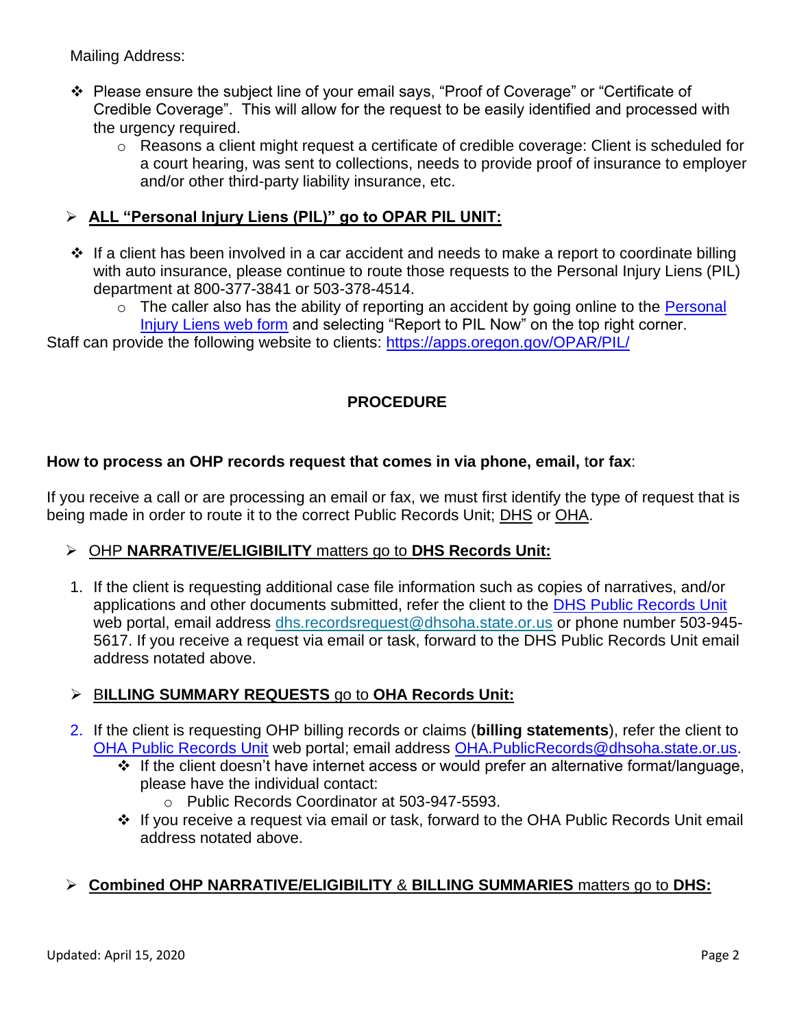Mailing Address:

- ❖ Please ensure the subject line of your email says, “Proof of Coverage” or “Certificate of Credible Coverage”. This will allow for the request to be easily identified and processed with the urgency required.
  - Reasons a client might request a certificate of credible coverage: Client is scheduled for a court hearing, was sent to collections, needs to provide proof of insurance to employer and/or other third-party liability insurance, etc.

➢ **ALL “Personal Injury Liens (PIL)” go to OPAR PIL UNIT:**

- ❖ If a client has been involved in a car accident and needs to make a report to coordinate billing with auto insurance, please continue to route those requests to the Personal Injury Liens (PIL) department at 800-377-3841 or 503-378-4514.
  - The caller also has the ability of reporting an accident by going online to the Personal Injury Liens web form and selecting “Report to PIL Now” on the top right corner.

Staff can provide the following website to clients: https://apps.oregon.gov/OPAR/PIL/

## PROCEDURE

**How to process an OHP records request that comes in via phone, email, tor fax**:

If you receive a call or are processing an email or fax, we must first identify the type of request that is being made in order to route it to the correct Public Records Unit; DHS or OHA.

➢ OHP **NARRATIVE/ELIGIBILITY** matters go to **DHS Records Unit:**

1. If the client is requesting additional case file information such as copies of narratives, and/or applications and other documents submitted, refer the client to the DHS Public Records Unit web portal, email address dhs.recordsrequest@dhsoha.state.or.us or phone number 503-945-5617. If you receive a request via email or task, forward to the DHS Public Records Unit email address notated above.

➢ B**ILLING SUMMARY REQUESTS** go to **OHA Records Unit:**

2. If the client is requesting OHP billing records or claims (**billing statements**), refer the client to OHA Public Records Unit web portal; email address OHA.PublicRecords@dhsoha.state.or.us.
   - ❖ If the client doesn’t have internet access or would prefer an alternative format/language, please have the individual contact:
     - Public Records Coordinator at 503-947-5593.
   - ❖ If you receive a request via email or task, forward to the OHA Public Records Unit email address notated above.

➢ **Combined OHP NARRATIVE/ELIGIBILITY** & **BILLING SUMMARIES** matters go to **DHS:**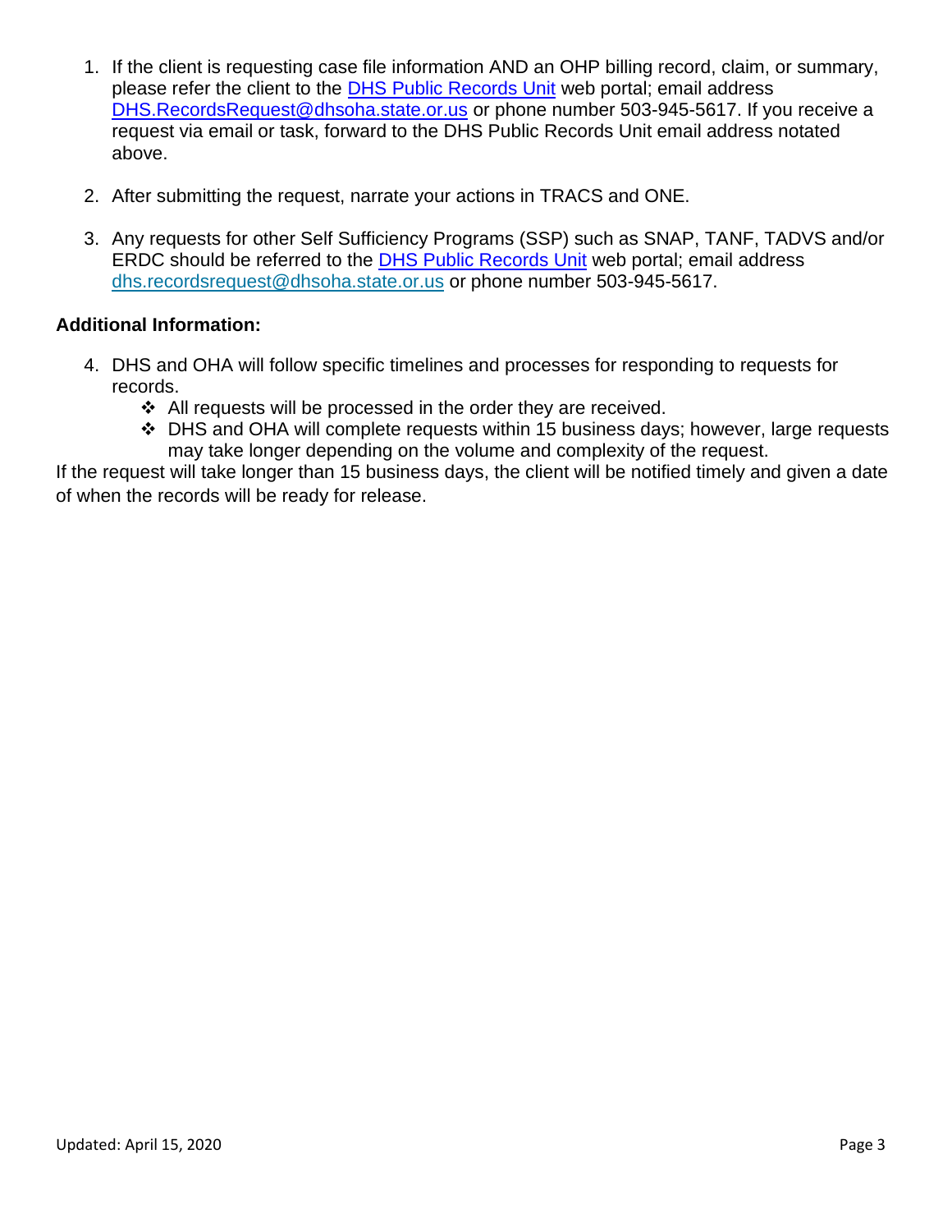1. If the client is requesting case file information AND an OHP billing record, claim, or summary, please refer the client to the DHS Public Records Unit web portal; email address DHS.RecordsRequest@dhsoha.state.or.us or phone number 503-945-5617. If you receive a request via email or task, forward to the DHS Public Records Unit email address notated above.

2. After submitting the request, narrate your actions in TRACS and ONE.

3. Any requests for other Self Sufficiency Programs (SSP) such as SNAP, TANF, TADVS and/or ERDC should be referred to the DHS Public Records Unit web portal; email address dhs.recordsrequest@dhsoha.state.or.us or phone number 503-945-5617.

**Additional Information:**

4. DHS and OHA will follow specific timelines and processes for responding to requests for records.
   - ❖ All requests will be processed in the order they are received.
   - ❖ DHS and OHA will complete requests within 15 business days; however, large requests may take longer depending on the volume and complexity of the request.

If the request will take longer than 15 business days, the client will be notified timely and given a date of when the records will be ready for release.

Updated: April 15, 2020